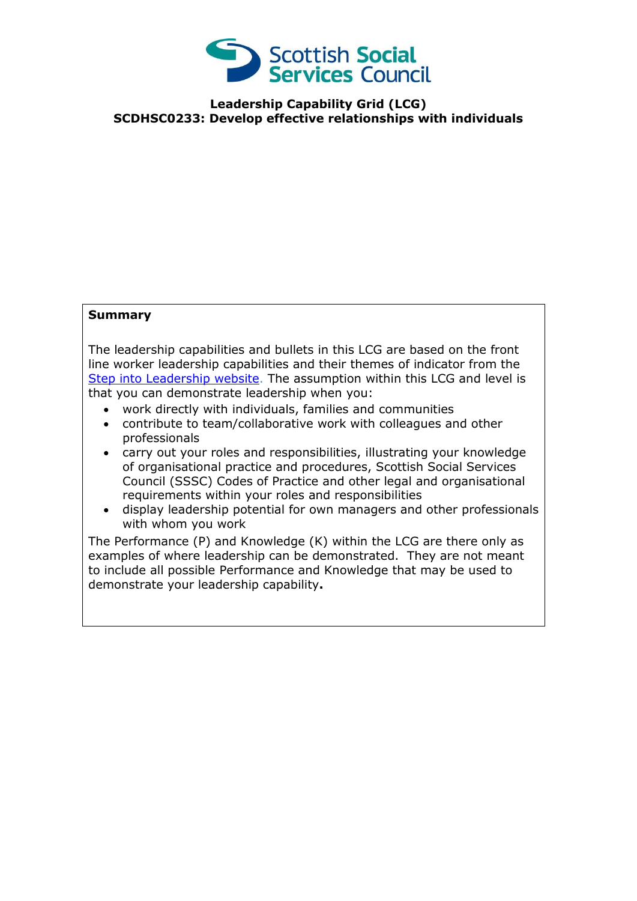# Scottish Social Services Council

**Leadership Capability Grid (LCG)**
**SCDHSC0233: Develop effective relationships with individuals**

**Summary**

The leadership capabilities and bullets in this LCG are based on the front line worker leadership capabilities and their themes of indicator from the Step into Leadership website. The assumption within this LCG and level is that you can demonstrate leadership when you:

- work directly with individuals, families and communities
- contribute to team/collaborative work with colleagues and other professionals
- carry out your roles and responsibilities, illustrating your knowledge of organisational practice and procedures, Scottish Social Services Council (SSSC) Codes of Practice and other legal and organisational requirements within your roles and responsibilities
- display leadership potential for own managers and other professionals with whom you work

The Performance (P) and Knowledge (K) within the LCG are there only as examples of where leadership can be demonstrated. They are not meant to include all possible Performance and Knowledge that may be used to demonstrate your leadership capability**.**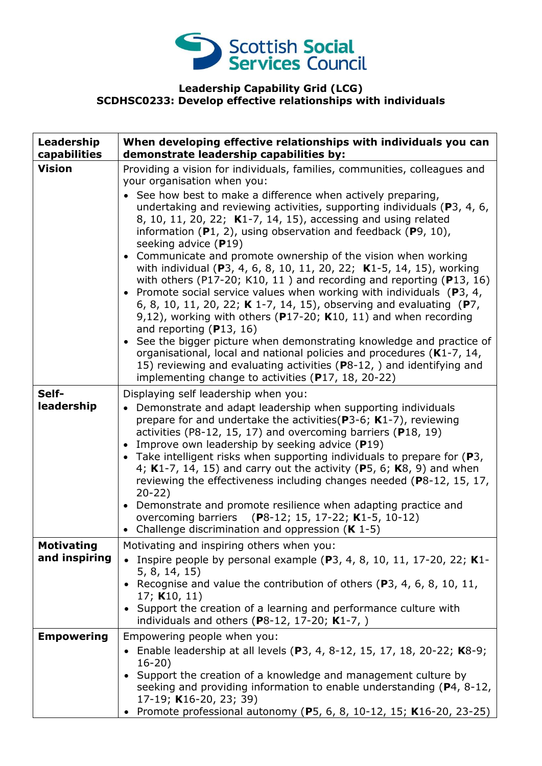Scottish Social Services Council

**Leadership Capability Grid (LCG)**
**SCDHSC0233: Develop effective relationships with individuals**

| **Leadership capabilities** | **When developing effective relationships with individuals you can demonstrate leadership capabilities by:** |
|---|---|
| **Vision** | Providing a vision for individuals, families, communities, colleagues and your organisation when you: <br>• See how best to make a difference when actively preparing, undertaking and reviewing activities, supporting individuals (**P**3, 4, 6, 8, 10, 11, 20, 22; **K**1-7, 14, 15), accessing and using related information (**P**1, 2), using observation and feedback (**P**9, 10), seeking advice (**P**19) <br>• Communicate and promote ownership of the vision when working with individual (**P**3, 4, 6, 8, 10, 11, 20, 22; **K**1-5, 14, 15), working with others (P17-20; K10, 11 ) and recording and reporting (**P**13, 16) <br>• Promote social service values when working with individuals (**P**3, 4, 6, 8, 10, 11, 20, 22; **K** 1-7, 14, 15), observing and evaluating (**P**7, 9,12), working with others (**P**17-20; **K**10, 11) and when recording and reporting (**P**13, 16) <br>• See the bigger picture when demonstrating knowledge and practice of organisational, local and national policies and procedures (**K**1-7, 14, 15) reviewing and evaluating activities (**P**8-12, ) and identifying and implementing change to activities (**P**17, 18, 20-22) |
| **Self-leadership** | Displaying self leadership when you: <br>• Demonstrate and adapt leadership when supporting individuals prepare for and undertake the activities(**P**3-6; **K**1-7), reviewing activities (P8-12, 15, 17) and overcoming barriers (**P**18, 19) <br>• Improve own leadership by seeking advice (**P**19) <br>• Take intelligent risks when supporting individuals to prepare for (**P**3, 4; **K**1-7, 14, 15) and carry out the activity (**P**5, 6; **K**8, 9) and when reviewing the effectiveness including changes needed (**P**8-12, 15, 17, 20-22) <br>• Demonstrate and promote resilience when adapting practice and overcoming barriers (**P**8-12; 15, 17-22; **K**1-5, 10-12) <br>• Challenge discrimination and oppression (**K** 1-5) |
| **Motivating and inspiring** | Motivating and inspiring others when you: <br>• Inspire people by personal example (**P**3, 4, 8, 10, 11, 17-20, 22; **K**1-5, 8, 14, 15) <br>• Recognise and value the contribution of others (**P**3, 4, 6, 8, 10, 11, 17; **K**10, 11) <br>• Support the creation of a learning and performance culture with individuals and others (**P**8-12, 17-20; **K**1-7, ) |
| **Empowering** | Empowering people when you: <br>• Enable leadership at all levels (**P**3, 4, 8-12, 15, 17, 18, 20-22; **K**8-9; 16-20) <br>• Support the creation of a knowledge and management culture by seeking and providing information to enable understanding (**P**4, 8-12, 17-19; **K**16-20, 23; 39) <br>• Promote professional autonomy (**P**5, 6, 8, 10-12, 15; **K**16-20, 23-25) |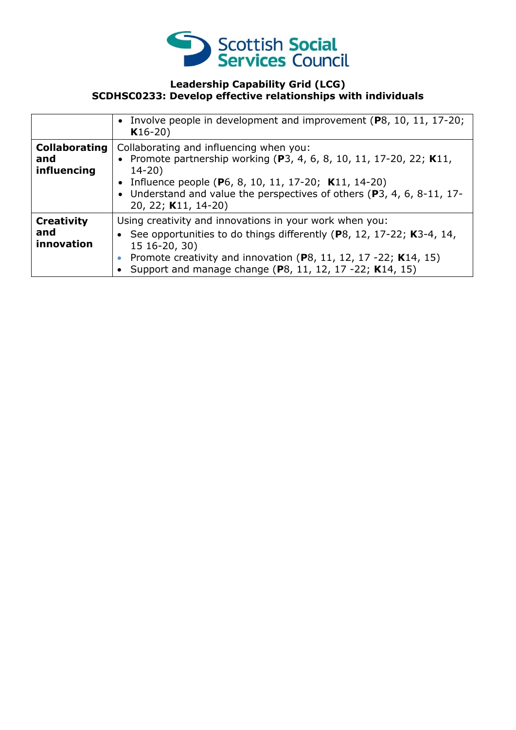**Leadership Capability Grid (LCG)**
**SCDHSC0233: Develop effective relationships with individuals**

| | |
|---|---|
| | • Involve people in development and improvement (**P**8, 10, 11, 17-20; **K**16-20) |
| **Collaborating and influencing** | Collaborating and influencing when you:<br>• Promote partnership working (**P**3, 4, 6, 8, 10, 11, 17-20, 22; **K**11, 14-20)<br>• Influence people (**P**6, 8, 10, 11, 17-20; **K**11, 14-20)<br>• Understand and value the perspectives of others (**P**3, 4, 6, 8-11, 17-20, 22; **K**11, 14-20) |
| **Creativity and innovation** | Using creativity and innovations in your work when you:<br>• See opportunities to do things differently (**P**8, 12, 17-22; **K**3-4, 14, 15 16-20, 30)<br>• Promote creativity and innovation (**P**8, 11, 12, 17 -22; **K**14, 15)<br>• Support and manage change (**P**8, 11, 12, 17 -22; **K**14, 15) |